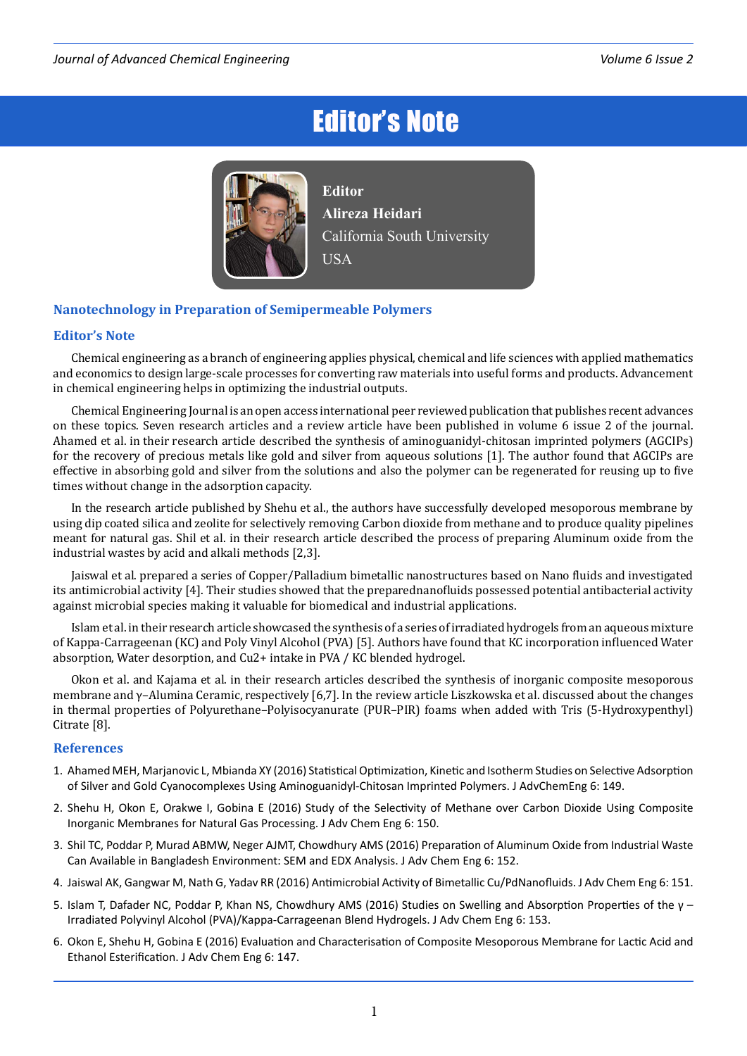# Editor's Note

**Editor**
**Alireza Heidari**
California South University
USA

## Nanotechnology in Preparation of Semipermeable Polymers

## Editor's Note

Chemical engineering as a branch of engineering applies physical, chemical and life sciences with applied mathematics and economics to design large-scale processes for converting raw materials into useful forms and products. Advancement in chemical engineering helps in optimizing the industrial outputs.

Chemical Engineering Journal is an open access international peer reviewed publication that publishes recent advances on these topics. Seven research articles and a review article have been published in volume 6 issue 2 of the journal. Ahamed et al. in their research article described the synthesis of aminoguanidyl-chitosan imprinted polymers (AGCIPs) for the recovery of precious metals like gold and silver from aqueous solutions [1]. The author found that AGCIPs are effective in absorbing gold and silver from the solutions and also the polymer can be regenerated for reusing up to five times without change in the adsorption capacity.

In the research article published by Shehu et al., the authors have successfully developed mesoporous membrane by using dip coated silica and zeolite for selectively removing Carbon dioxide from methane and to produce quality pipelines meant for natural gas. Shil et al. in their research article described the process of preparing Aluminum oxide from the industrial wastes by acid and alkali methods [2,3].

Jaiswal et al. prepared a series of Copper/Palladium bimetallic nanostructures based on Nano fluids and investigated its antimicrobial activity [4]. Their studies showed that the preparednanofluids possessed potential antibacterial activity against microbial species making it valuable for biomedical and industrial applications.

Islam et al. in their research article showcased the synthesis of a series of irradiated hydrogels from an aqueous mixture of Kappa-Carrageenan (KC) and Poly Vinyl Alcohol (PVA) [5]. Authors have found that KC incorporation influenced Water absorption, Water desorption, and $Cu^{2+}$ intake in PVA / KC blended hydrogel.

Okon et al. and Kajama et al. in their research articles described the synthesis of inorganic composite mesoporous membrane and γ–Alumina Ceramic, respectively [6,7]. In the review article Liszkowska et al. discussed about the changes in thermal properties of Polyurethane–Polyisocyanurate (PUR–PIR) foams when added with Tris (5-Hydroxypenthyl) Citrate [8].

## References

1. Ahamed MEH, Marjanovic L, Mbianda XY (2016) Statistical Optimization, Kinetic and Isotherm Studies on Selective Adsorption of Silver and Gold Cyanocomplexes Using Aminoguanidyl-Chitosan Imprinted Polymers. J AdvChemEng 6: 149.
2. Shehu H, Okon E, Orakwe I, Gobina E (2016) Study of the Selectivity of Methane over Carbon Dioxide Using Composite Inorganic Membranes for Natural Gas Processing. J Adv Chem Eng 6: 150.
3. Shil TC, Poddar P, Murad ABMW, Neger AJMT, Chowdhury AMS (2016) Preparation of Aluminum Oxide from Industrial Waste Can Available in Bangladesh Environment: SEM and EDX Analysis. J Adv Chem Eng 6: 152.
4. Jaiswal AK, Gangwar M, Nath G, Yadav RR (2016) Antimicrobial Activity of Bimetallic Cu/PdNanofluids. J Adv Chem Eng 6: 151.
5. Islam T, Dafader NC, Poddar P, Khan NS, Chowdhury AMS (2016) Studies on Swelling and Absorption Properties of the γ – Irradiated Polyvinyl Alcohol (PVA)/Kappa-Carrageenan Blend Hydrogels. J Adv Chem Eng 6: 153.
6. Okon E, Shehu H, Gobina E (2016) Evaluation and Characterisation of Composite Mesoporous Membrane for Lactic Acid and Ethanol Esterification. J Adv Chem Eng 6: 147.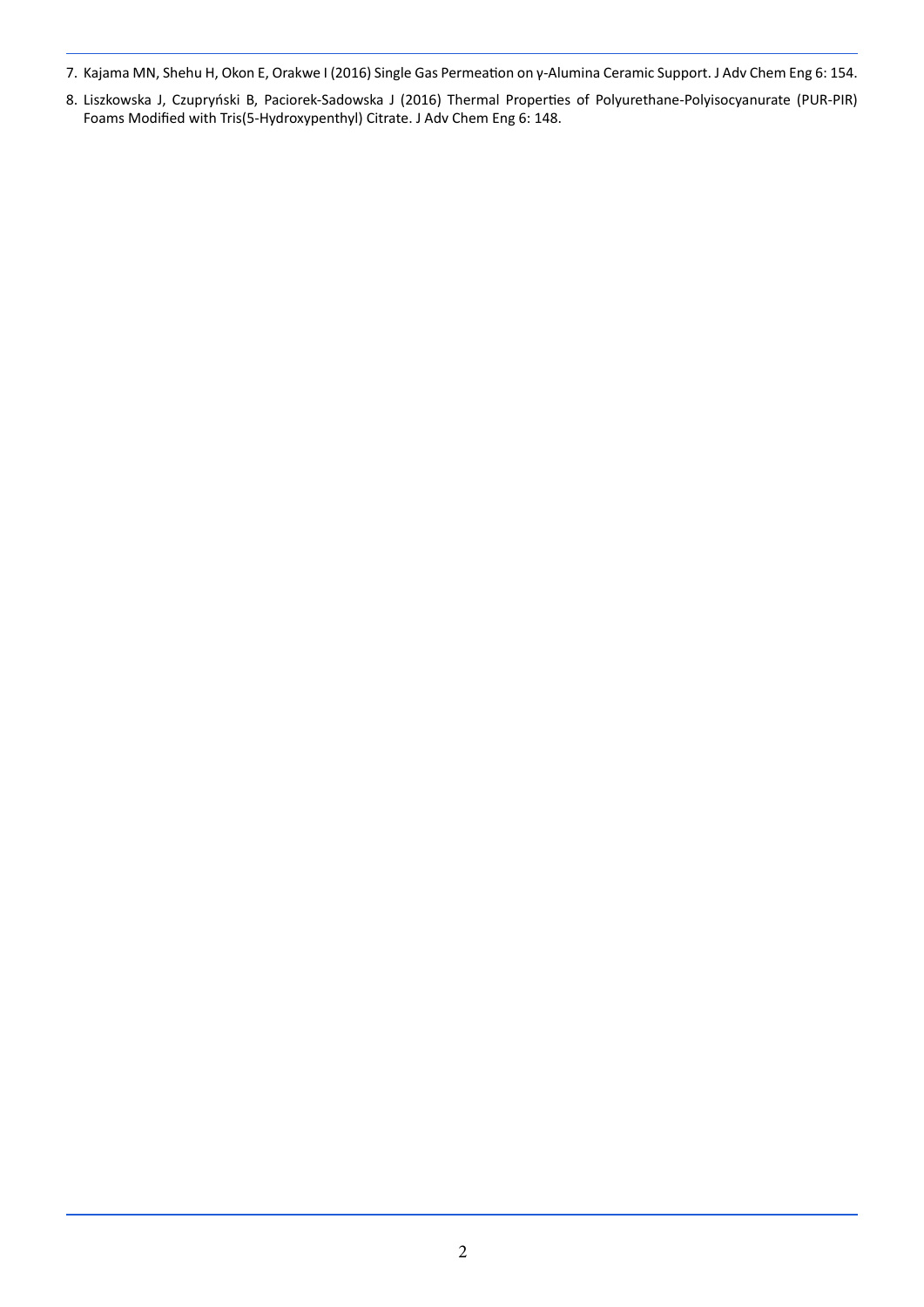7. Kajama MN, Shehu H, Okon E, Orakwe I (2016) Single Gas Permeation on γ-Alumina Ceramic Support. J Adv Chem Eng 6: 154.
8. Liszkowska J, Czupryński B, Paciorek-Sadowska J (2016) Thermal Properties of Polyurethane-Polyisocyanurate (PUR-PIR) Foams Modified with Tris(5-Hydroxypenthyl) Citrate. J Adv Chem Eng 6: 148.